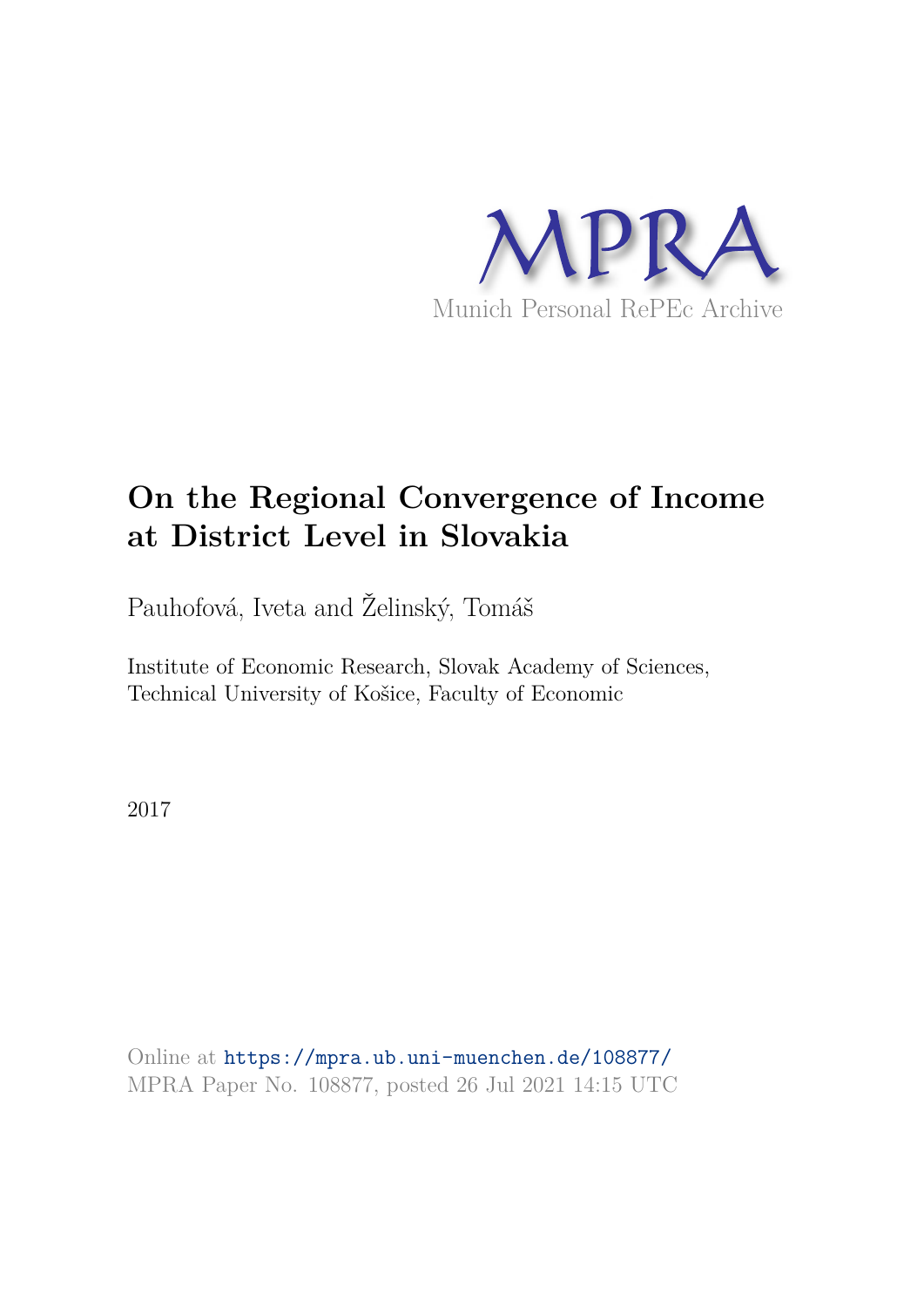MPRA

Munich Personal RePEc Archive

# On the Regional Convergence of Income at District Level in Slovakia

Pauhofová, Iveta and Želinský, Tomáš

Institute of Economic Research, Slovak Academy of Sciences, Technical University of Košice, Faculty of Economic

2017

Online at https://mpra.ub.uni-muenchen.de/108877/
MPRA Paper No. 108877, posted 26 Jul 2021 14:15 UTC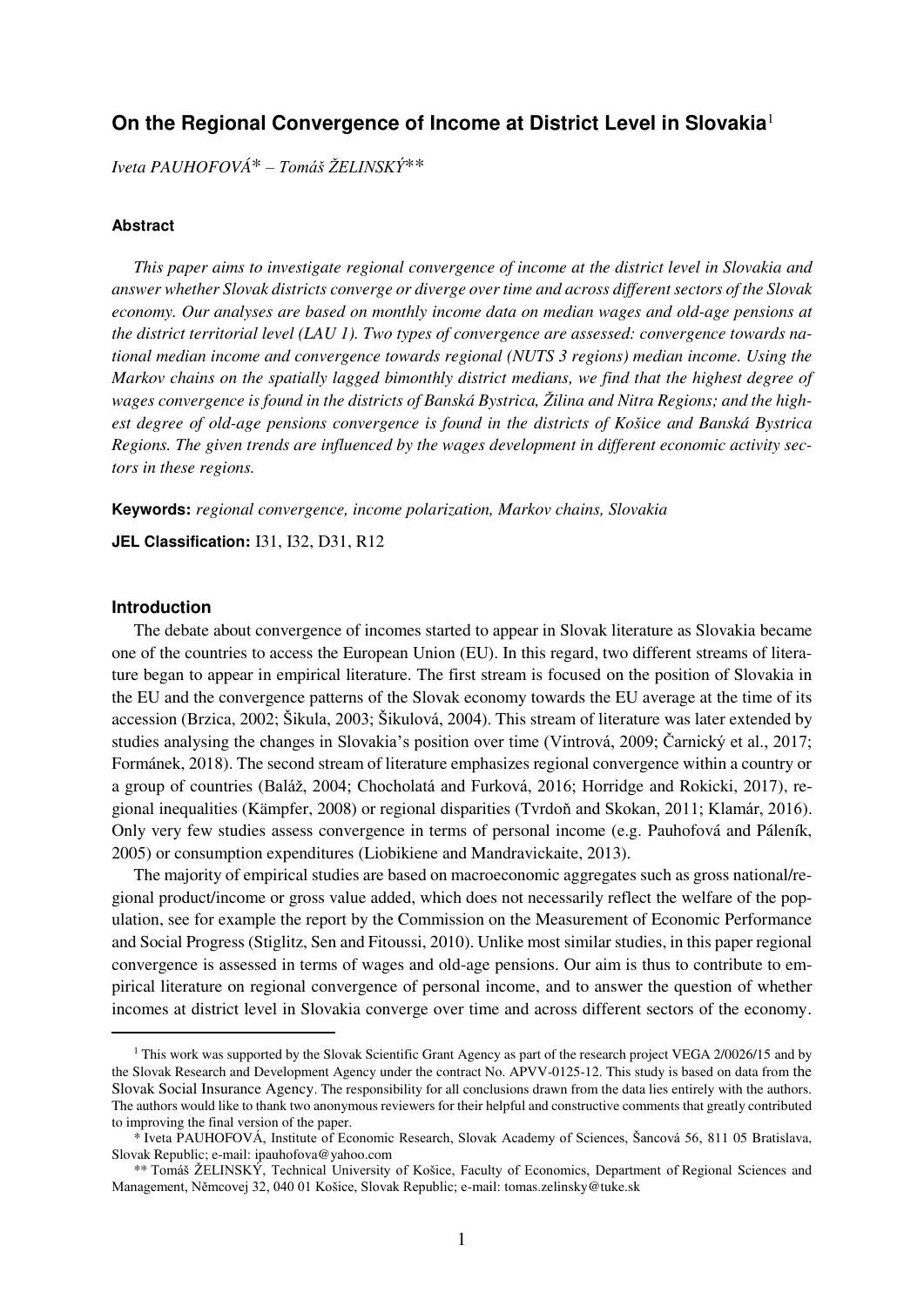# On the Regional Convergence of Income at District Level in Slovakia[1]

*Iveta PAUHOFOVÁ\* – Tomáš ŽELINSKÝ\*\**

### Abstract

*This paper aims to investigate regional convergence of income at the district level in Slovakia and answer whether Slovak districts converge or diverge over time and across different sectors of the Slovak economy. Our analyses are based on monthly income data on median wages and old-age pensions at the district territorial level (LAU 1). Two types of convergence are assessed: convergence towards national median income and convergence towards regional (NUTS 3 regions) median income. Using the Markov chains on the spatially lagged bimonthly district medians, we find that the highest degree of wages convergence is found in the districts of Banská Bystrica, Žilina and Nitra Regions; and the highest degree of old-age pensions convergence is found in the districts of Košice and Banská Bystrica Regions. The given trends are influenced by the wages development in different economic activity sectors in these regions.*

**Keywords:** *regional convergence, income polarization, Markov chains, Slovakia*

**JEL Classification:** I31, I32, D31, R12

### Introduction

The debate about convergence of incomes started to appear in Slovak literature as Slovakia became one of the countries to access the European Union (EU). In this regard, two different streams of literature began to appear in empirical literature. The first stream is focused on the position of Slovakia in the EU and the convergence patterns of the Slovak economy towards the EU average at the time of its accession (Brzica, 2002; Šikula, 2003; Šikulová, 2004). This stream of literature was later extended by studies analysing the changes in Slovakia's position over time (Vintrová, 2009; Čarnický et al., 2017; Formánek, 2018). The second stream of literature emphasizes regional convergence within a country or a group of countries (Baláž, 2004; Chocholatá and Furková, 2016; Horridge and Rokicki, 2017), regional inequalities (Kämpfer, 2008) or regional disparities (Tvrdoň and Skokan, 2011; Klamár, 2016). Only very few studies assess convergence in terms of personal income (e.g. Pauhofová and Páleník, 2005) or consumption expenditures (Liobikiene and Mandravickaite, 2013).

The majority of empirical studies are based on macroeconomic aggregates such as gross national/regional product/income or gross value added, which does not necessarily reflect the welfare of the population, see for example the report by the Commission on the Measurement of Economic Performance and Social Progress (Stiglitz, Sen and Fitoussi, 2010). Unlike most similar studies, in this paper regional convergence is assessed in terms of wages and old-age pensions. Our aim is thus to contribute to empirical literature on regional convergence of personal income, and to answer the question of whether incomes at district level in Slovakia converge over time and across different sectors of the economy.

---

[1] This work was supported by the Slovak Scientific Grant Agency as part of the research project VEGA 2/0026/15 and by the Slovak Research and Development Agency under the contract No. APVV-0125-12. This study is based on data from the Slovak Social Insurance Agency. The responsibility for all conclusions drawn from the data lies entirely with the authors. The authors would like to thank two anonymous reviewers for their helpful and constructive comments that greatly contributed to improving the final version of the paper.

\* Iveta PAUHOFOVÁ, Institute of Economic Research, Slovak Academy of Sciences, Šancová 56, 811 05 Bratislava, Slovak Republic; e-mail: ipauhofova@yahoo.com

\*\* Tomáš ŽELINSKÝ, Technical University of Košice, Faculty of Economics, Department of Regional Sciences and Management, Němcovej 32, 040 01 Košice, Slovak Republic; e-mail: tomas.zelinsky@tuke.sk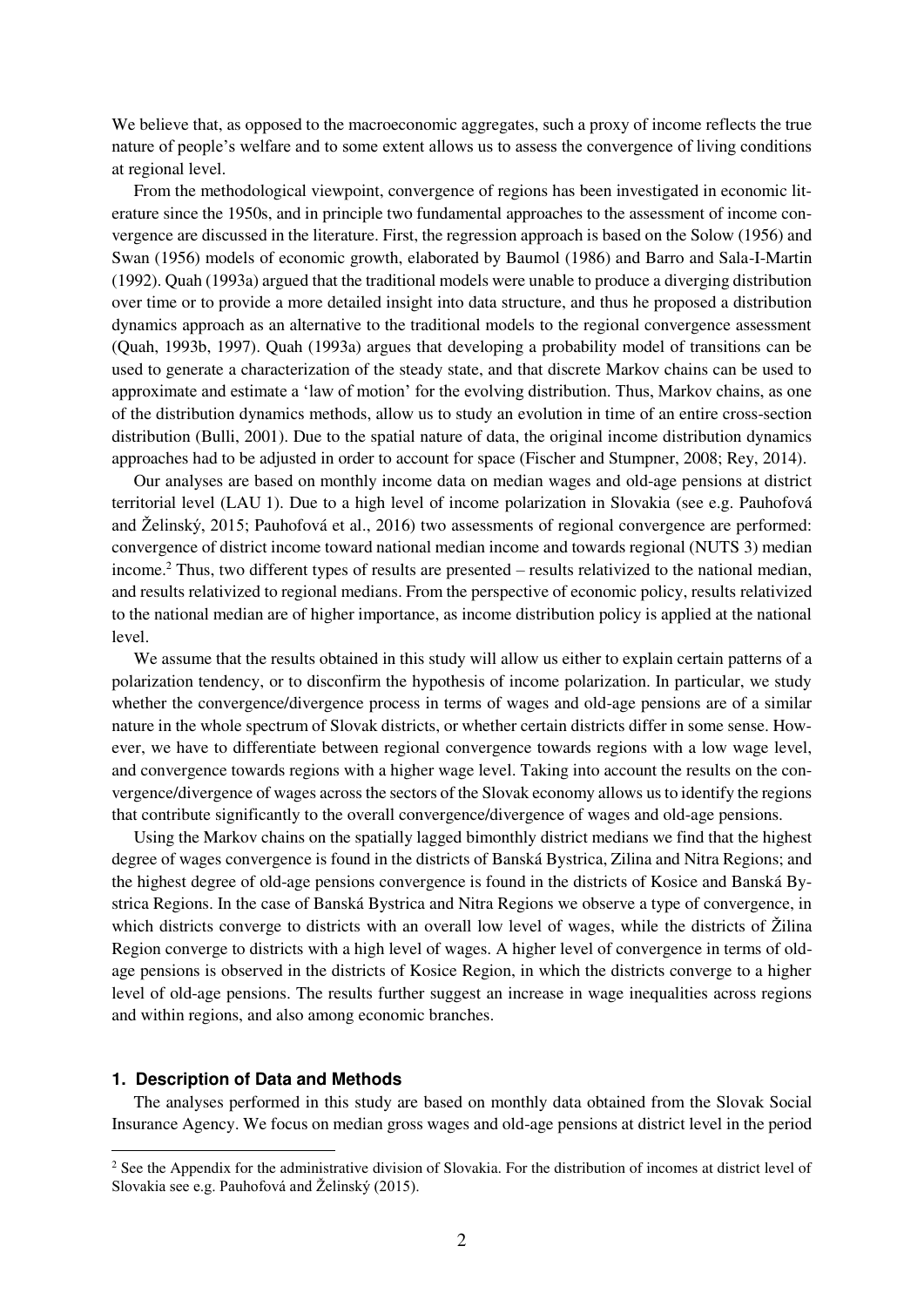We believe that, as opposed to the macroeconomic aggregates, such a proxy of income reflects the true nature of people's welfare and to some extent allows us to assess the convergence of living conditions at regional level.

From the methodological viewpoint, convergence of regions has been investigated in economic literature since the 1950s, and in principle two fundamental approaches to the assessment of income convergence are discussed in the literature. First, the regression approach is based on the Solow (1956) and Swan (1956) models of economic growth, elaborated by Baumol (1986) and Barro and Sala-I-Martin (1992). Quah (1993a) argued that the traditional models were unable to produce a diverging distribution over time or to provide a more detailed insight into data structure, and thus he proposed a distribution dynamics approach as an alternative to the traditional models to the regional convergence assessment (Quah, 1993b, 1997). Quah (1993a) argues that developing a probability model of transitions can be used to generate a characterization of the steady state, and that discrete Markov chains can be used to approximate and estimate a 'law of motion' for the evolving distribution. Thus, Markov chains, as one of the distribution dynamics methods, allow us to study an evolution in time of an entire cross-section distribution (Bulli, 2001). Due to the spatial nature of data, the original income distribution dynamics approaches had to be adjusted in order to account for space (Fischer and Stumpner, 2008; Rey, 2014).

Our analyses are based on monthly income data on median wages and old-age pensions at district territorial level (LAU 1). Due to a high level of income polarization in Slovakia (see e.g. Pauhofová and Želinský, 2015; Pauhofová et al., 2016) two assessments of regional convergence are performed: convergence of district income toward national median income and towards regional (NUTS 3) median income.[2] Thus, two different types of results are presented – results relativized to the national median, and results relativized to regional medians. From the perspective of economic policy, results relativized to the national median are of higher importance, as income distribution policy is applied at the national level.

We assume that the results obtained in this study will allow us either to explain certain patterns of a polarization tendency, or to disconfirm the hypothesis of income polarization. In particular, we study whether the convergence/divergence process in terms of wages and old-age pensions are of a similar nature in the whole spectrum of Slovak districts, or whether certain districts differ in some sense. However, we have to differentiate between regional convergence towards regions with a low wage level, and convergence towards regions with a higher wage level. Taking into account the results on the convergence/divergence of wages across the sectors of the Slovak economy allows us to identify the regions that contribute significantly to the overall convergence/divergence of wages and old-age pensions.

Using the Markov chains on the spatially lagged bimonthly district medians we find that the highest degree of wages convergence is found in the districts of Banská Bystrica, Zilina and Nitra Regions; and the highest degree of old-age pensions convergence is found in the districts of Kosice and Banská Bystrica Regions. In the case of Banská Bystrica and Nitra Regions we observe a type of convergence, in which districts converge to districts with an overall low level of wages, while the districts of Žilina Region converge to districts with a high level of wages. A higher level of convergence in terms of old-age pensions is observed in the districts of Kosice Region, in which the districts converge to a higher level of old-age pensions. The results further suggest an increase in wage inequalities across regions and within regions, and also among economic branches.

## 1. Description of Data and Methods

The analyses performed in this study are based on monthly data obtained from the Slovak Social Insurance Agency. We focus on median gross wages and old-age pensions at district level in the period

[2] See the Appendix for the administrative division of Slovakia. For the distribution of incomes at district level of Slovakia see e.g. Pauhofová and Želinský (2015).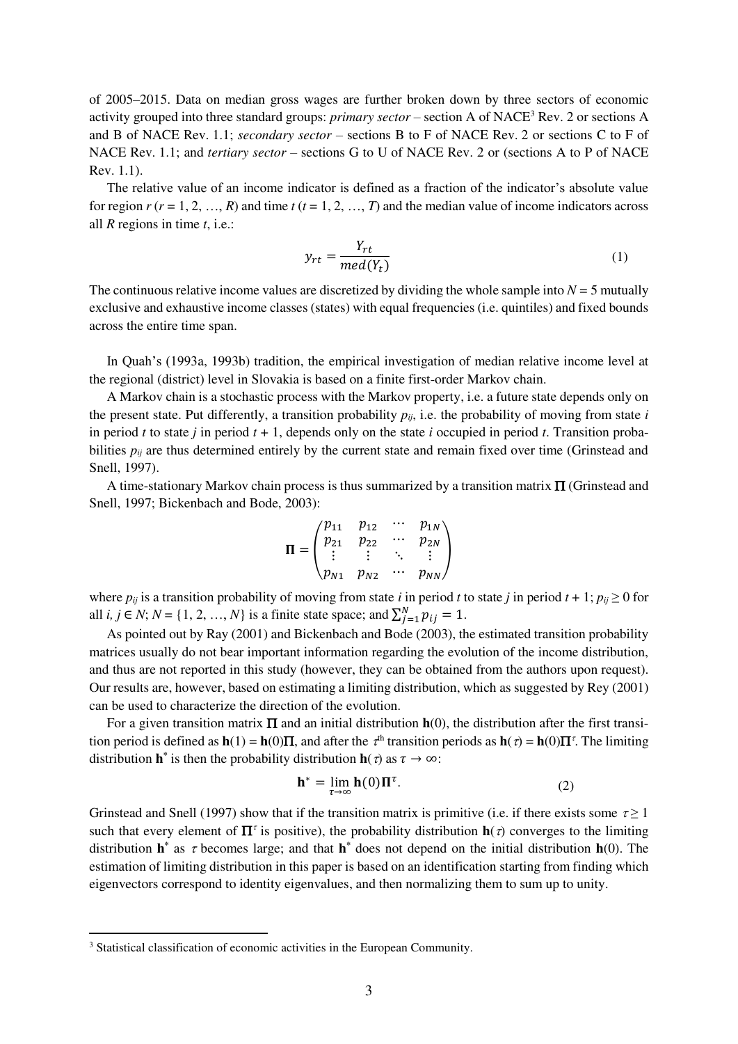of 2005–2015. Data on median gross wages are further broken down by three sectors of economic activity grouped into three standard groups: *primary sector* – section A of NACE[3] Rev. 2 or sections A and B of NACE Rev. 1.1; *secondary sector* – sections B to F of NACE Rev. 2 or sections C to F of NACE Rev. 1.1; and *tertiary sector* – sections G to U of NACE Rev. 2 or (sections A to P of NACE Rev. 1.1).

The relative value of an income indicator is defined as a fraction of the indicator's absolute value for region $r$ ($r = 1, 2, \ldots, R$) and time $t$ ($t = 1, 2, \ldots, T$) and the median value of income indicators across all $R$ regions in time $t$, i.e.:

$$y_{rt} = \frac{Y_{rt}}{med(Y_t)} \tag{1}$$

The continuous relative income values are discretized by dividing the whole sample into $N = 5$ mutually exclusive and exhaustive income classes (states) with equal frequencies (i.e. quintiles) and fixed bounds across the entire time span.

In Quah's (1993a, 1993b) tradition, the empirical investigation of median relative income level at the regional (district) level in Slovakia is based on a finite first-order Markov chain.

A Markov chain is a stochastic process with the Markov property, i.e. a future state depends only on the present state. Put differently, a transition probability $p_{ij}$, i.e. the probability of moving from state $i$ in period $t$ to state $j$ in period $t + 1$, depends only on the state $i$ occupied in period $t$. Transition probabilities $p_{ij}$ are thus determined entirely by the current state and remain fixed over time (Grinstead and Snell, 1997).

A time-stationary Markov chain process is thus summarized by a transition matrix $\mathbf{\Pi}$ (Grinstead and Snell, 1997; Bickenbach and Bode, 2003):

$$\mathbf{\Pi} = \begin{pmatrix} p_{11} & p_{12} & \cdots & p_{1N} \\ p_{21} & p_{22} & \cdots & p_{2N} \\ \vdots & \vdots & \ddots & \vdots \\ p_{N1} & p_{N2} & \cdots & p_{NN} \end{pmatrix}$$

where $p_{ij}$ is a transition probability of moving from state $i$ in period $t$ to state $j$ in period $t + 1$; $p_{ij} \geq 0$ for all $i, j \in N$; $N = \{1, 2, \ldots, N\}$ is a finite state space; and $\sum_{j=1}^{N} p_{ij} = 1$.

As pointed out by Ray (2001) and Bickenbach and Bode (2003), the estimated transition probability matrices usually do not bear important information regarding the evolution of the income distribution, and thus are not reported in this study (however, they can be obtained from the authors upon request). Our results are, however, based on estimating a limiting distribution, which as suggested by Rey (2001) can be used to characterize the direction of the evolution.

For a given transition matrix $\mathbf{\Pi}$ and an initial distribution $\mathbf{h}(0)$, the distribution after the first transition period is defined as $\mathbf{h}(1) = \mathbf{h}(0)\mathbf{\Pi}$, and after the $\tau^{\text{th}}$ transition periods as $\mathbf{h}(\tau) = \mathbf{h}(0)\mathbf{\Pi}^{\tau}$. The limiting distribution $\mathbf{h}^{*}$ is then the probability distribution $\mathbf{h}(\tau)$ as $\tau \rightarrow \infty$:

$$\mathbf{h}^{*} = \lim_{\tau \rightarrow \infty} \mathbf{h}(0)\mathbf{\Pi}^{\tau}. \tag{2}$$

Grinstead and Snell (1997) show that if the transition matrix is primitive (i.e. if there exists some $\tau \geq 1$ such that every element of $\mathbf{\Pi}^{\tau}$ is positive), the probability distribution $\mathbf{h}(\tau)$ converges to the limiting distribution $\mathbf{h}^{*}$ as $\tau$ becomes large; and that $\mathbf{h}^{*}$ does not depend on the initial distribution $\mathbf{h}(0)$. The estimation of limiting distribution in this paper is based on an identification starting from finding which eigenvectors correspond to identity eigenvalues, and then normalizing them to sum up to unity.

[3] Statistical classification of economic activities in the European Community.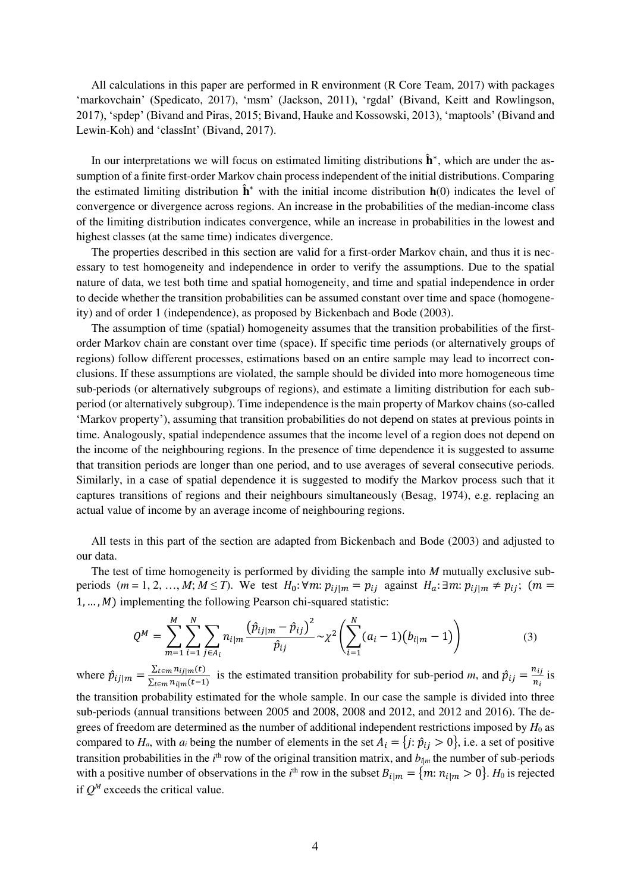All calculations in this paper are performed in R environment (R Core Team, 2017) with packages 'markovchain' (Spedicato, 2017), 'msm' (Jackson, 2011), 'rgdal' (Bivand, Keitt and Rowlingson, 2017), 'spdep' (Bivand and Piras, 2015; Bivand, Hauke and Kossowski, 2013), 'maptools' (Bivand and Lewin-Koh) and 'classInt' (Bivand, 2017).

In our interpretations we will focus on estimated limiting distributions $\hat{\mathbf{h}}^*$, which are under the assumption of a finite first-order Markov chain process independent of the initial distributions. Comparing the estimated limiting distribution $\hat{\mathbf{h}}^*$ with the initial income distribution $\mathbf{h}(0)$ indicates the level of convergence or divergence across regions. An increase in the probabilities of the median-income class of the limiting distribution indicates convergence, while an increase in probabilities in the lowest and highest classes (at the same time) indicates divergence.

The properties described in this section are valid for a first-order Markov chain, and thus it is necessary to test homogeneity and independence in order to verify the assumptions. Due to the spatial nature of data, we test both time and spatial homogeneity, and time and spatial independence in order to decide whether the transition probabilities can be assumed constant over time and space (homogeneity) and of order 1 (independence), as proposed by Bickenbach and Bode (2003).

The assumption of time (spatial) homogeneity assumes that the transition probabilities of the first-order Markov chain are constant over time (space). If specific time periods (or alternatively groups of regions) follow different processes, estimations based on an entire sample may lead to incorrect conclusions. If these assumptions are violated, the sample should be divided into more homogeneous time sub-periods (or alternatively subgroups of regions), and estimate a limiting distribution for each sub-period (or alternatively subgroup). Time independence is the main property of Markov chains (so-called 'Markov property'), assuming that transition probabilities do not depend on states at previous points in time. Analogously, spatial independence assumes that the income level of a region does not depend on the income of the neighbouring regions. In the presence of time dependence it is suggested to assume that transition periods are longer than one period, and to use averages of several consecutive periods. Similarly, in a case of spatial dependence it is suggested to modify the Markov process such that it captures transitions of regions and their neighbours simultaneously (Besag, 1974), e.g. replacing an actual value of income by an average income of neighbouring regions.

All tests in this part of the section are adapted from Bickenbach and Bode (2003) and adjusted to our data.

The test of time homogeneity is performed by dividing the sample into $M$ mutually exclusive sub-periods ($m = 1, 2, \dots, M; M \leq T$). We test $H_0: \forall m: p_{ij|m} = p_{ij}$ against $H_a: \exists m: p_{ij|m} \neq p_{ij}$; $(m = 1, \dots, M)$ implementing the following Pearson chi-squared statistic:

$$Q^M = \sum_{m=1}^{M} \sum_{i=1}^{N} \sum_{j \in A_i} n_{i|m} \frac{\left(\hat{p}_{ij|m} - \hat{p}_{ij}\right)^2}{\hat{p}_{ij}} \sim \chi^2\left(\sum_{i=1}^{N} (a_i - 1)\left(b_{i|m} - 1\right)\right) \tag{3}$$

where $\hat{p}_{ij|m} = \frac{\sum_{t \in m} n_{ij|m}(t)}{\sum_{t \in m} n_{i|m}(t-1)}$ is the estimated transition probability for sub-period $m$, and $\hat{p}_{ij} = \frac{n_{ij}}{n_i}$ is the transition probability estimated for the whole sample. In our case the sample is divided into three sub-periods (annual transitions between 2005 and 2008, 2008 and 2012, and 2012 and 2016). The degrees of freedom are determined as the number of additional independent restrictions imposed by $H_0$ as compared to $H_a$, with $a_i$ being the number of elements in the set $A_i = \{j: \hat{p}_{ij} > 0\}$, i.e. a set of positive transition probabilities in the $i$th row of the original transition matrix, and $b_{i|m}$ the number of sub-periods with a positive number of observations in the $i$th row in the subset $B_{i|m} = \{m: n_{i|m} > 0\}$. $H_0$ is rejected if $Q^M$ exceeds the critical value.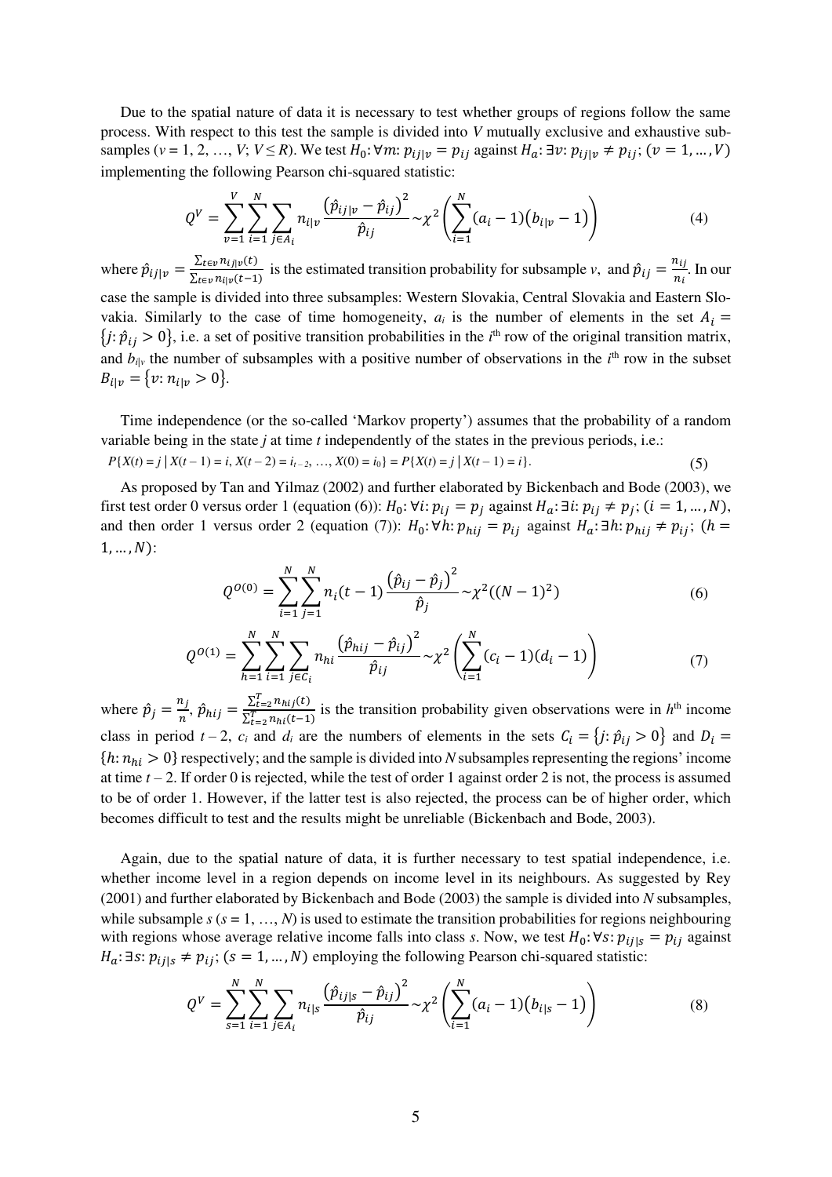Due to the spatial nature of data it is necessary to test whether groups of regions follow the same process. With respect to this test the sample is divided into $V$ mutually exclusive and exhaustive sub-samples ($v = 1, 2, \ldots, V$; $V \leq R$). We test $H_0: \forall m: p_{ij|v} = p_{ij}$ against $H_a: \exists v: p_{ij|v} \neq p_{ij}$; $(v = 1, \ldots, V)$ implementing the following Pearson chi-squared statistic:

$$Q^V = \sum_{v=1}^{V} \sum_{i=1}^{N} \sum_{j \in A_i} n_{i|v} \frac{\left(\hat{p}_{ij|v} - \hat{p}_{ij}\right)^2}{\hat{p}_{ij}} \sim \chi^2 \left( \sum_{i=1}^{N} (a_i - 1)\left(b_{i|v} - 1\right) \right) \tag{4}$$

where $\hat{p}_{ij|v} = \frac{\sum_{t \in v} n_{ij|v}(t)}{\sum_{t \in v} n_{i|v}(t-1)}$ is the estimated transition probability for subsample $v$, and $\hat{p}_{ij} = \frac{n_{ij}}{n_i}$. In our case the sample is divided into three subsamples: Western Slovakia, Central Slovakia and Eastern Slovakia. Similarly to the case of time homogeneity, $a_i$ is the number of elements in the set $A_i = \{j: \hat{p}_{ij} > 0\}$, i.e. a set of positive transition probabilities in the $i^{\text{th}}$ row of the original transition matrix, and $b_{i|v}$ the number of subsamples with a positive number of observations in the $i^{\text{th}}$ row in the subset $B_{i|v} = \{v: n_{i|v} > 0\}$.

Time independence (or the so-called 'Markov property') assumes that the probability of a random variable being in the state $j$ at time $t$ independently of the states in the previous periods, i.e.:

$$P\{X(t) = j \mid X(t-1) = i, X(t-2) = i_{t-2}, \ldots, X(0) = i_0\} = P\{X(t) = j \mid X(t-1) = i\}. \tag{5}$$

As proposed by Tan and Yilmaz (2002) and further elaborated by Bickenbach and Bode (2003), we first test order 0 versus order 1 (equation (6)): $H_0: \forall i: p_{ij} = p_j$ against $H_a: \exists i: p_{ij} \neq p_j$; $(i = 1, \ldots, N)$, and then order 1 versus order 2 (equation (7)): $H_0: \forall h: p_{hij} = p_{ij}$ against $H_a: \exists h: p_{hij} \neq p_{ij}$; $(h = 1, \ldots, N)$:

$$Q^{O(0)} = \sum_{i=1}^{N} \sum_{j=1}^{N} n_i(t-1) \frac{\left(\hat{p}_{ij} - \hat{p}_j\right)^2}{\hat{p}_j} \sim \chi^2((N-1)^2) \tag{6}$$

$$Q^{O(1)} = \sum_{h=1}^{N} \sum_{i=1}^{N} \sum_{j \in C_i} n_{hi} \frac{\left(\hat{p}_{hij} - \hat{p}_{ij}\right)^2}{\hat{p}_{ij}} \sim \chi^2 \left( \sum_{i=1}^{N} (c_i - 1)(d_i - 1) \right) \tag{7}$$

where $\hat{p}_j = \frac{n_j}{n}$, $\hat{p}_{hij} = \frac{\sum_{t=2}^{T} n_{hij}(t)}{\sum_{t=2}^{T} n_{hi}(t-1)}$ is the transition probability given observations were in $h^{\text{th}}$ income class in period $t-2$, $c_i$ and $d_i$ are the numbers of elements in the sets $C_i = \{j: \hat{p}_{ij} > 0\}$ and $D_i = \{h: n_{hi} > 0\}$ respectively; and the sample is divided into $N$ subsamples representing the regions' income at time $t-2$. If order 0 is rejected, while the test of order 1 against order 2 is not, the process is assumed to be of order 1. However, if the latter test is also rejected, the process can be of higher order, which becomes difficult to test and the results might be unreliable (Bickenbach and Bode, 2003).

Again, due to the spatial nature of data, it is further necessary to test spatial independence, i.e. whether income level in a region depends on income level in its neighbours. As suggested by Rey (2001) and further elaborated by Bickenbach and Bode (2003) the sample is divided into $N$ subsamples, while subsample $s$ ($s = 1, \ldots, N$) is used to estimate the transition probabilities for regions neighbouring with regions whose average relative income falls into class $s$. Now, we test $H_0: \forall s: p_{ij|s} = p_{ij}$ against $H_a: \exists s: p_{ij|s} \neq p_{ij}$; $(s = 1, \ldots, N)$ employing the following Pearson chi-squared statistic:

$$Q^V = \sum_{s=1}^{N} \sum_{i=1}^{N} \sum_{j \in A_i} n_{i|s} \frac{\left(\hat{p}_{ij|s} - \hat{p}_{ij}\right)^2}{\hat{p}_{ij}} \sim \chi^2 \left( \sum_{i=1}^{N} (a_i - 1)\left(b_{i|s} - 1\right) \right) \tag{8}$$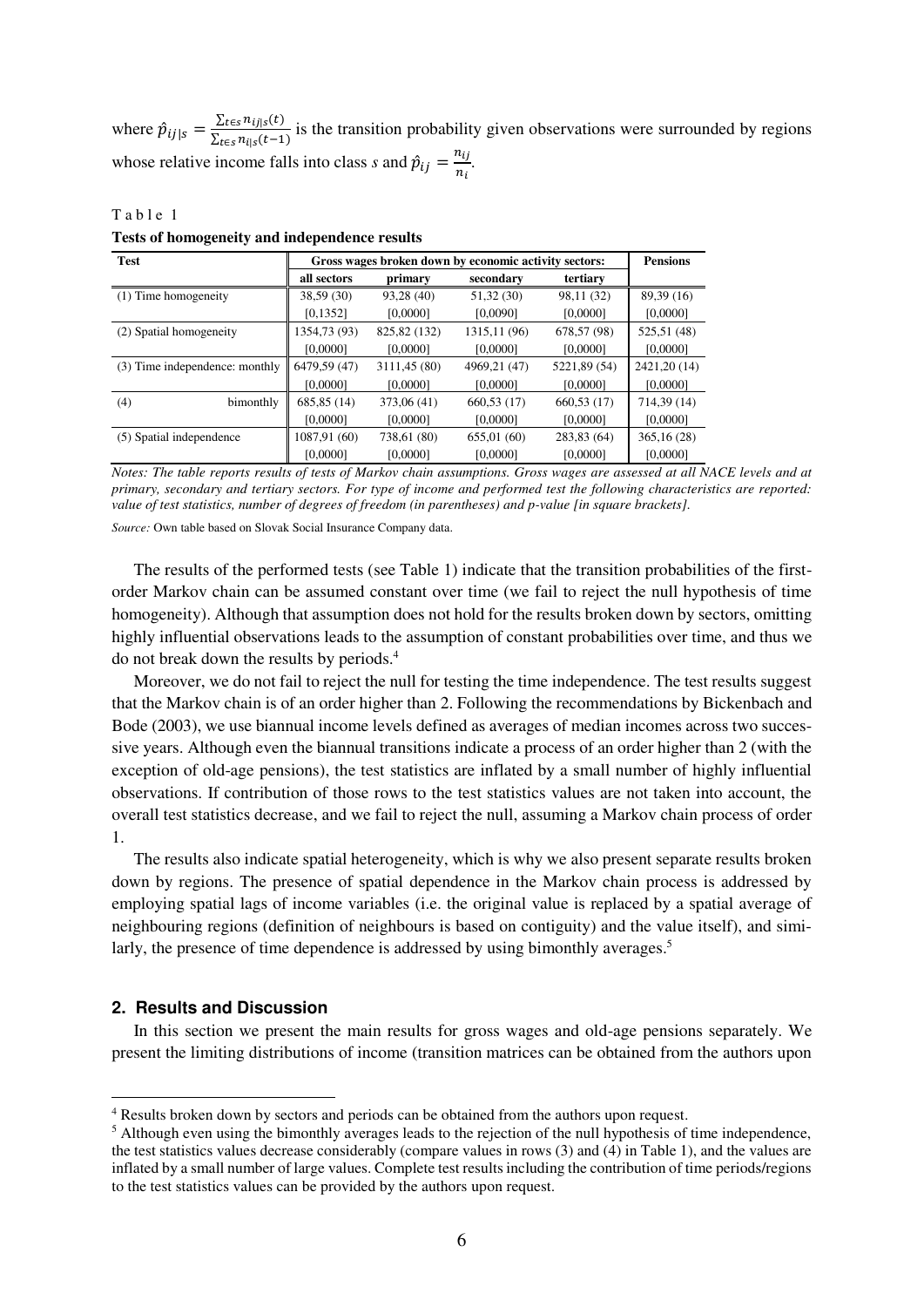where $\hat{p}_{ij|s} = \frac{\sum_{t \in s} n_{ij|s}(t)}{\sum_{t \in s} n_{i|s}(t-1)}$ is the transition probability given observations were surrounded by regions whose relative income falls into class *s* and $\hat{p}_{ij} = \frac{n_{ij}}{n_i}$.

Table 1

**Tests of homogeneity and independence results**

| Test | Gross wages broken down by economic activity sectors: | | | | Pensions |
|---|---|---|---|---|---|
| | all sectors | primary | secondary | tertiary | |
| (1) Time homogeneity | 38,59 (30) | 93,28 (40) | 51,32 (30) | 98,11 (32) | 89,39 (16) |
| | [0,1352] | [0,0000] | [0,0090] | [0,0000] | [0,0000] |
| (2) Spatial homogeneity | 1354,73 (93) | 825,82 (132) | 1315,11 (96) | 678,57 (98) | 525,51 (48) |
| | [0,0000] | [0,0000] | [0,0000] | [0,0000] | [0,0000] |
| (3) Time independence: monthly | 6479,59 (47) | 3111,45 (80) | 4969,21 (47) | 5221,89 (54) | 2421,20 (14) |
| | [0,0000] | [0,0000] | [0,0000] | [0,0000] | [0,0000] |
| (4) bimonthly | 685,85 (14) | 373,06 (41) | 660,53 (17) | 660,53 (17) | 714,39 (14) |
| | [0,0000] | [0,0000] | [0,0000] | [0,0000] | [0,0000] |
| (5) Spatial independence | 1087,91 (60) | 738,61 (80) | 655,01 (60) | 283,83 (64) | 365,16 (28) |
| | [0,0000] | [0,0000] | [0,0000] | [0,0000] | [0,0000] |

*Notes: The table reports results of tests of Markov chain assumptions. Gross wages are assessed at all NACE levels and at primary, secondary and tertiary sectors. For type of income and performed test the following characteristics are reported: value of test statistics, number of degrees of freedom (in parentheses) and p-value [in square brackets].*

*Source:* Own table based on Slovak Social Insurance Company data.

The results of the performed tests (see Table 1) indicate that the transition probabilities of the first-order Markov chain can be assumed constant over time (we fail to reject the null hypothesis of time homogeneity). Although that assumption does not hold for the results broken down by sectors, omitting highly influential observations leads to the assumption of constant probabilities over time, and thus we do not break down the results by periods.[4]

Moreover, we do not fail to reject the null for testing the time independence. The test results suggest that the Markov chain is of an order higher than 2. Following the recommendations by Bickenbach and Bode (2003), we use biannual income levels defined as averages of median incomes across two successive years. Although even the biannual transitions indicate a process of an order higher than 2 (with the exception of old-age pensions), the test statistics are inflated by a small number of highly influential observations. If contribution of those rows to the test statistics values are not taken into account, the overall test statistics decrease, and we fail to reject the null, assuming a Markov chain process of order 1.

The results also indicate spatial heterogeneity, which is why we also present separate results broken down by regions. The presence of spatial dependence in the Markov chain process is addressed by employing spatial lags of income variables (i.e. the original value is replaced by a spatial average of neighbouring regions (definition of neighbours is based on contiguity) and the value itself), and similarly, the presence of time dependence is addressed by using bimonthly averages.[5]

## 2. Results and Discussion

In this section we present the main results for gross wages and old-age pensions separately. We present the limiting distributions of income (transition matrices can be obtained from the authors upon

---

[4] Results broken down by sectors and periods can be obtained from the authors upon request.

[5] Although even using the bimonthly averages leads to the rejection of the null hypothesis of time independence, the test statistics values decrease considerably (compare values in rows (3) and (4) in Table 1), and the values are inflated by a small number of large values. Complete test results including the contribution of time periods/regions to the test statistics values can be provided by the authors upon request.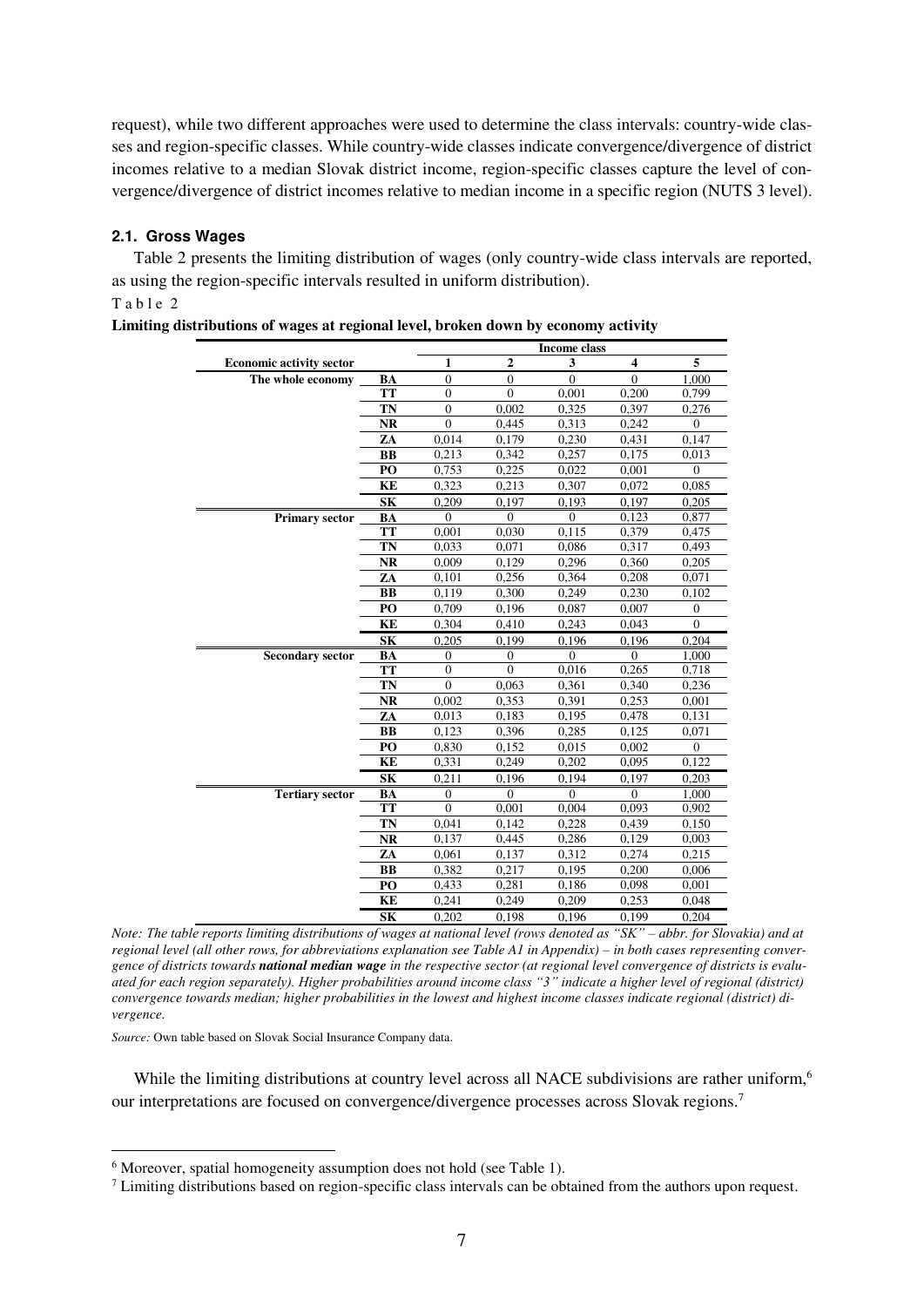request), while two different approaches were used to determine the class intervals: country-wide classes and region-specific classes. While country-wide classes indicate convergence/divergence of district incomes relative to a median Slovak district income, region-specific classes capture the level of convergence/divergence of district incomes relative to median income in a specific region (NUTS 3 level).

### 2.1. Gross Wages

Table 2 presents the limiting distribution of wages (only country-wide class intervals are reported, as using the region-specific intervals resulted in uniform distribution).

Table 2

**Limiting distributions of wages at regional level, broken down by economy activity**

| | | Income class | | | | |
|---|---|---|---|---|---|---|
| **Economic activity sector** | | **1** | **2** | **3** | **4** | **5** |
| **The whole economy** | **BA** | 0 | 0 | 0 | 0 | 1,000 |
| | **TT** | 0 | 0 | 0,001 | 0,200 | 0,799 |
| | **TN** | 0 | 0,002 | 0,325 | 0,397 | 0,276 |
| | **NR** | 0 | 0,445 | 0,313 | 0,242 | 0 |
| | **ZA** | 0,014 | 0,179 | 0,230 | 0,431 | 0,147 |
| | **BB** | 0,213 | 0,342 | 0,257 | 0,175 | 0,013 |
| | **PO** | 0,753 | 0,225 | 0,022 | 0,001 | 0 |
| | **KE** | 0,323 | 0,213 | 0,307 | 0,072 | 0,085 |
| | **SK** | 0,209 | 0,197 | 0,193 | 0,197 | 0,205 |
| **Primary sector** | **BA** | 0 | 0 | 0 | 0,123 | 0,877 |
| | **TT** | 0,001 | 0,030 | 0,115 | 0,379 | 0,475 |
| | **TN** | 0,033 | 0,071 | 0,086 | 0,317 | 0,493 |
| | **NR** | 0,009 | 0,129 | 0,296 | 0,360 | 0,205 |
| | **ZA** | 0,101 | 0,256 | 0,364 | 0,208 | 0,071 |
| | **BB** | 0,119 | 0,300 | 0,249 | 0,230 | 0,102 |
| | **PO** | 0,709 | 0,196 | 0,087 | 0,007 | 0 |
| | **KE** | 0,304 | 0,410 | 0,243 | 0,043 | 0 |
| | **SK** | 0,205 | 0,199 | 0,196 | 0,196 | 0,204 |
| **Secondary sector** | **BA** | 0 | 0 | 0 | 0 | 1,000 |
| | **TT** | 0 | 0 | 0,016 | 0,265 | 0,718 |
| | **TN** | 0 | 0,063 | 0,361 | 0,340 | 0,236 |
| | **NR** | 0,002 | 0,353 | 0,391 | 0,253 | 0,001 |
| | **ZA** | 0,013 | 0,183 | 0,195 | 0,478 | 0,131 |
| | **BB** | 0,123 | 0,396 | 0,285 | 0,125 | 0,071 |
| | **PO** | 0,830 | 0,152 | 0,015 | 0,002 | 0 |
| | **KE** | 0,331 | 0,249 | 0,202 | 0,095 | 0,122 |
| | **SK** | 0,211 | 0,196 | 0,194 | 0,197 | 0,203 |
| **Tertiary sector** | **BA** | 0 | 0 | 0 | 0 | 1,000 |
| | **TT** | 0 | 0,001 | 0,004 | 0,093 | 0,902 |
| | **TN** | 0,041 | 0,142 | 0,228 | 0,439 | 0,150 |
| | **NR** | 0,137 | 0,445 | 0,286 | 0,129 | 0,003 |
| | **ZA** | 0,061 | 0,137 | 0,312 | 0,274 | 0,215 |
| | **BB** | 0,382 | 0,217 | 0,195 | 0,200 | 0,006 |
| | **PO** | 0,433 | 0,281 | 0,186 | 0,098 | 0,001 |
| | **KE** | 0,241 | 0,249 | 0,209 | 0,253 | 0,048 |
| | **SK** | 0,202 | 0,198 | 0,196 | 0,199 | 0,204 |

*Note: The table reports limiting distributions of wages at national level (rows denoted as "SK" – abbr. for Slovakia) and at regional level (all other rows, for abbreviations explanation see Table A1 in Appendix) – in both cases representing convergence of districts towards **national median wage** in the respective sector (at regional level convergence of districts is evaluated for each region separately). Higher probabilities around income class "3" indicate a higher level of regional (district) convergence towards median; higher probabilities in the lowest and highest income classes indicate regional (district) divergence.*

*Source:* Own table based on Slovak Social Insurance Company data.

While the limiting distributions at country level across all NACE subdivisions are rather uniform,[6] our interpretations are focused on convergence/divergence processes across Slovak regions.[7]

[6] Moreover, spatial homogeneity assumption does not hold (see Table 1).

[7] Limiting distributions based on region-specific class intervals can be obtained from the authors upon request.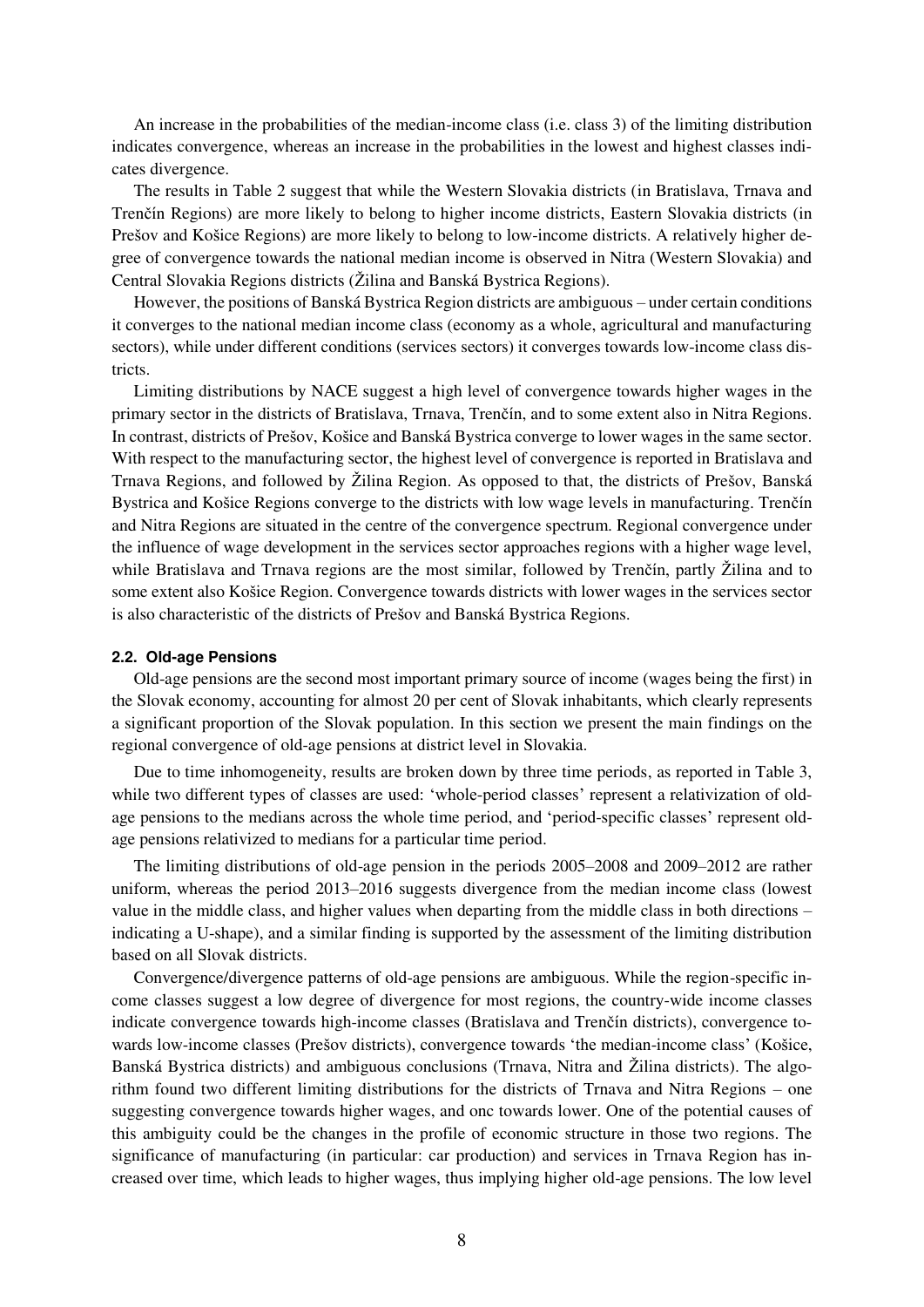An increase in the probabilities of the median-income class (i.e. class 3) of the limiting distribution indicates convergence, whereas an increase in the probabilities in the lowest and highest classes indicates divergence.

The results in Table 2 suggest that while the Western Slovakia districts (in Bratislava, Trnava and Trenčín Regions) are more likely to belong to higher income districts, Eastern Slovakia districts (in Prešov and Košice Regions) are more likely to belong to low-income districts. A relatively higher degree of convergence towards the national median income is observed in Nitra (Western Slovakia) and Central Slovakia Regions districts (Žilina and Banská Bystrica Regions).

However, the positions of Banská Bystrica Region districts are ambiguous – under certain conditions it converges to the national median income class (economy as a whole, agricultural and manufacturing sectors), while under different conditions (services sectors) it converges towards low-income class districts.

Limiting distributions by NACE suggest a high level of convergence towards higher wages in the primary sector in the districts of Bratislava, Trnava, Trenčín, and to some extent also in Nitra Regions. In contrast, districts of Prešov, Košice and Banská Bystrica converge to lower wages in the same sector. With respect to the manufacturing sector, the highest level of convergence is reported in Bratislava and Trnava Regions, and followed by Žilina Region. As opposed to that, the districts of Prešov, Banská Bystrica and Košice Regions converge to the districts with low wage levels in manufacturing. Trenčín and Nitra Regions are situated in the centre of the convergence spectrum. Regional convergence under the influence of wage development in the services sector approaches regions with a higher wage level, while Bratislava and Trnava regions are the most similar, followed by Trenčín, partly Žilina and to some extent also Košice Region. Convergence towards districts with lower wages in the services sector is also characteristic of the districts of Prešov and Banská Bystrica Regions.

#### 2.2. Old-age Pensions

Old-age pensions are the second most important primary source of income (wages being the first) in the Slovak economy, accounting for almost 20 per cent of Slovak inhabitants, which clearly represents a significant proportion of the Slovak population. In this section we present the main findings on the regional convergence of old-age pensions at district level in Slovakia.

Due to time inhomogeneity, results are broken down by three time periods, as reported in Table 3, while two different types of classes are used: 'whole-period classes' represent a relativization of old-age pensions to the medians across the whole time period, and 'period-specific classes' represent old-age pensions relativized to medians for a particular time period.

The limiting distributions of old-age pension in the periods 2005–2008 and 2009–2012 are rather uniform, whereas the period 2013–2016 suggests divergence from the median income class (lowest value in the middle class, and higher values when departing from the middle class in both directions – indicating a U-shape), and a similar finding is supported by the assessment of the limiting distribution based on all Slovak districts.

Convergence/divergence patterns of old-age pensions are ambiguous. While the region-specific income classes suggest a low degree of divergence for most regions, the country-wide income classes indicate convergence towards high-income classes (Bratislava and Trenčín districts), convergence towards low-income classes (Prešov districts), convergence towards 'the median-income class' (Košice, Banská Bystrica districts) and ambiguous conclusions (Trnava, Nitra and Žilina districts). The algorithm found two different limiting distributions for the districts of Trnava and Nitra Regions – one suggesting convergence towards higher wages, and onc towards lower. One of the potential causes of this ambiguity could be the changes in the profile of economic structure in those two regions. The significance of manufacturing (in particular: car production) and services in Trnava Region has increased over time, which leads to higher wages, thus implying higher old-age pensions. The low level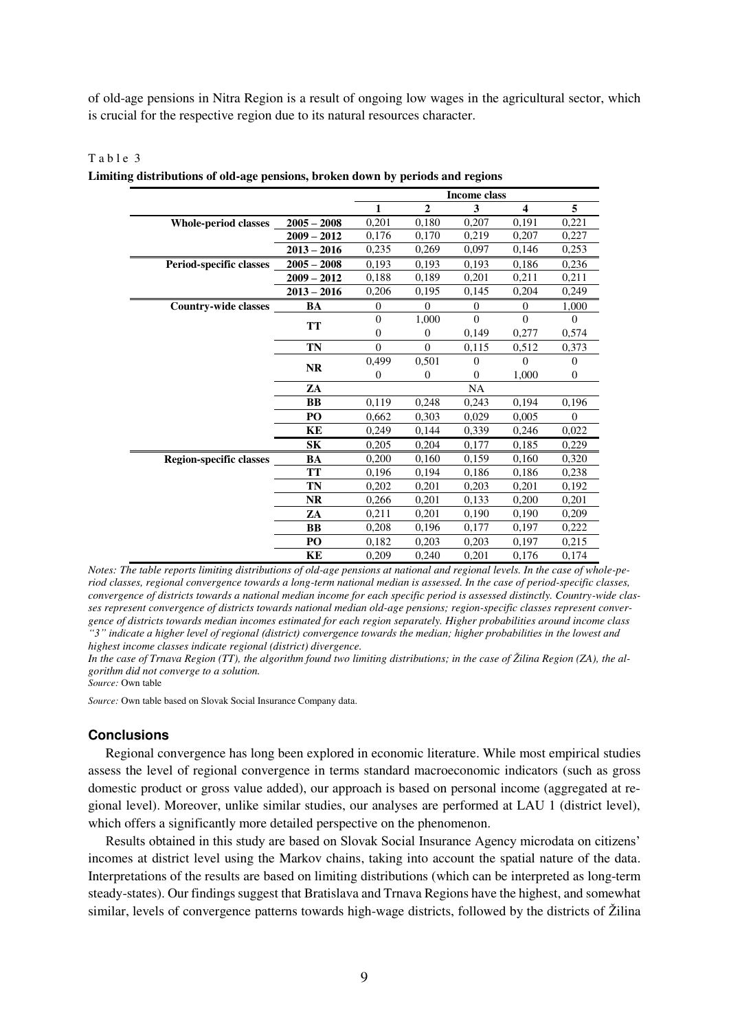of old-age pensions in Nitra Region is a result of ongoing low wages in the agricultural sector, which is crucial for the respective region due to its natural resources character.

Table 3

**Limiting distributions of old-age pensions, broken down by periods and regions**

| | | Income class | | | | |
|---|---|---|---|---|---|---|
| | | **1** | **2** | **3** | **4** | **5** |
| **Whole-period classes** | **2005 – 2008** | 0,201 | 0,180 | 0,207 | 0,191 | 0,221 |
| | **2009 – 2012** | 0,176 | 0,170 | 0,219 | 0,207 | 0,227 |
| | **2013 – 2016** | 0,235 | 0,269 | 0,097 | 0,146 | 0,253 |
| **Period-specific classes** | **2005 – 2008** | 0,193 | 0,193 | 0,193 | 0,186 | 0,236 |
| | **2009 – 2012** | 0,188 | 0,189 | 0,201 | 0,211 | 0,211 |
| | **2013 – 2016** | 0,206 | 0,195 | 0,145 | 0,204 | 0,249 |
| **Country-wide classes** | **BA** | 0 | 0 | 0 | 0 | 1,000 |
| | **TT** | 0 | 1,000 | 0 | 0 | 0 |
| | | 0 | 0 | 0,149 | 0,277 | 0,574 |
| | **TN** | 0 | 0 | 0,115 | 0,512 | 0,373 |
| | **NR** | 0,499 | 0,501 | 0 | 0 | 0 |
| | | 0 | 0 | 0 | 1,000 | 0 |
| | **ZA** | | | NA | | |
| | **BB** | 0,119 | 0,248 | 0,243 | 0,194 | 0,196 |
| | **PO** | 0,662 | 0,303 | 0,029 | 0,005 | 0 |
| | **KE** | 0,249 | 0,144 | 0,339 | 0,246 | 0,022 |
| | **SK** | 0,205 | 0,204 | 0,177 | 0,185 | 0,229 |
| **Region-specific classes** | **BA** | 0,200 | 0,160 | 0,159 | 0,160 | 0,320 |
| | **TT** | 0,196 | 0,194 | 0,186 | 0,186 | 0,238 |
| | **TN** | 0,202 | 0,201 | 0,203 | 0,201 | 0,192 |
| | **NR** | 0,266 | 0,201 | 0,133 | 0,200 | 0,201 |
| | **ZA** | 0,211 | 0,201 | 0,190 | 0,190 | 0,209 |
| | **BB** | 0,208 | 0,196 | 0,177 | 0,197 | 0,222 |
| | **PO** | 0,182 | 0,203 | 0,203 | 0,197 | 0,215 |
| | **KE** | 0,209 | 0,240 | 0,201 | 0,176 | 0,174 |

*Notes: The table reports limiting distributions of old-age pensions at national and regional levels. In the case of whole-period classes, regional convergence towards a long-term national median is assessed. In the case of period-specific classes, convergence of districts towards a national median income for each specific period is assessed distinctly. Country-wide classes represent convergence of districts towards national median old-age pensions; region-specific classes represent convergence of districts towards median incomes estimated for each region separately. Higher probabilities around income class "3" indicate a higher level of regional (district) convergence towards the median; higher probabilities in the lowest and highest income classes indicate regional (district) divergence.*

*In the case of Trnava Region (TT), the algorithm found two limiting distributions; in the case of Žilina Region (ZA), the algorithm did not converge to a solution.*

*Source:* Own table

*Source:* Own table based on Slovak Social Insurance Company data.

## Conclusions

Regional convergence has long been explored in economic literature. While most empirical studies assess the level of regional convergence in terms standard macroeconomic indicators (such as gross domestic product or gross value added), our approach is based on personal income (aggregated at regional level). Moreover, unlike similar studies, our analyses are performed at LAU 1 (district level), which offers a significantly more detailed perspective on the phenomenon.

Results obtained in this study are based on Slovak Social Insurance Agency microdata on citizens' incomes at district level using the Markov chains, taking into account the spatial nature of the data. Interpretations of the results are based on limiting distributions (which can be interpreted as long-term steady-states). Our findings suggest that Bratislava and Trnava Regions have the highest, and somewhat similar, levels of convergence patterns towards high-wage districts, followed by the districts of Žilina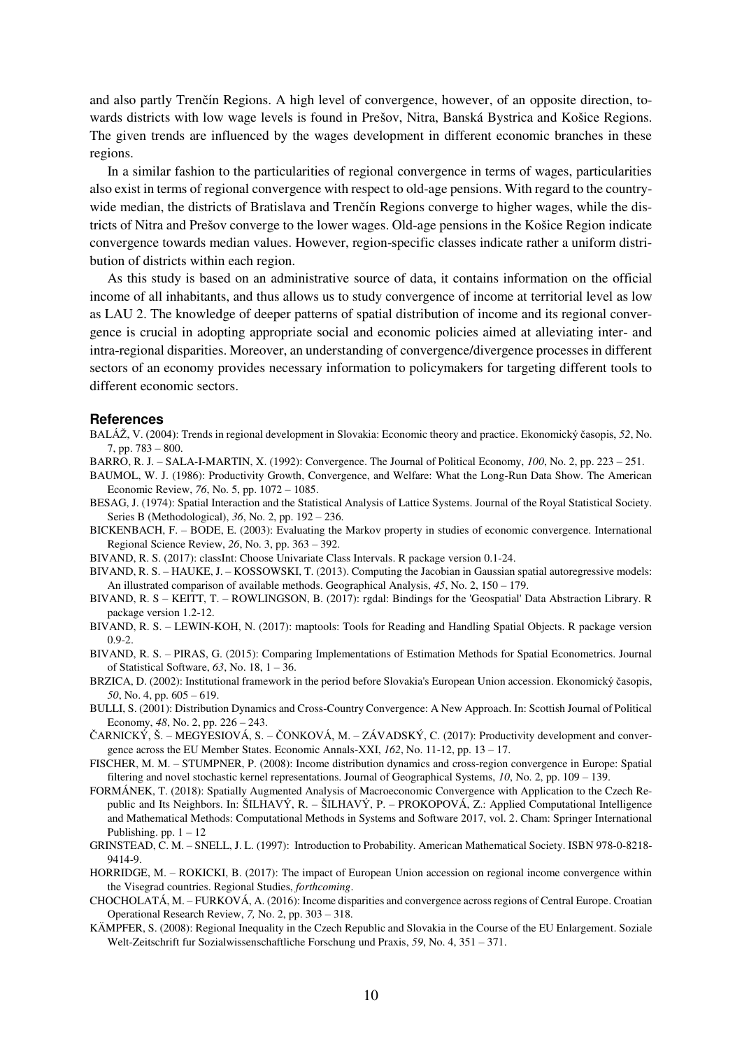and also partly Trenčín Regions. A high level of convergence, however, of an opposite direction, towards districts with low wage levels is found in Prešov, Nitra, Banská Bystrica and Košice Regions. The given trends are influenced by the wages development in different economic branches in these regions.

In a similar fashion to the particularities of regional convergence in terms of wages, particularities also exist in terms of regional convergence with respect to old-age pensions. With regard to the country-wide median, the districts of Bratislava and Trenčín Regions converge to higher wages, while the districts of Nitra and Prešov converge to the lower wages. Old-age pensions in the Košice Region indicate convergence towards median values. However, region-specific classes indicate rather a uniform distribution of districts within each region.

As this study is based on an administrative source of data, it contains information on the official income of all inhabitants, and thus allows us to study convergence of income at territorial level as low as LAU 2. The knowledge of deeper patterns of spatial distribution of income and its regional convergence is crucial in adopting appropriate social and economic policies aimed at alleviating inter- and intra-regional disparities. Moreover, an understanding of convergence/divergence processes in different sectors of an economy provides necessary information to policymakers for targeting different tools to different economic sectors.

## References

BALÁŽ, V. (2004): Trends in regional development in Slovakia: Economic theory and practice. Ekonomický časopis, *52*, No. 7, pp. 783 – 800.

BARRO, R. J. – SALA-I-MARTIN, X. (1992): Convergence. The Journal of Political Economy, *100*, No. 2, pp. 223 – 251.

BAUMOL, W. J. (1986): Productivity Growth, Convergence, and Welfare: What the Long-Run Data Show. The American Economic Review, *76*, No. 5, pp. 1072 – 1085.

BESAG, J. (1974): Spatial Interaction and the Statistical Analysis of Lattice Systems. Journal of the Royal Statistical Society. Series B (Methodological), *36*, No. 2, pp. 192 – 236.

BICKENBACH, F. – BODE, E. (2003): Evaluating the Markov property in studies of economic convergence. International Regional Science Review, *26*, No. 3, pp. 363 – 392.

BIVAND, R. S. (2017): classInt: Choose Univariate Class Intervals. R package version 0.1-24.

BIVAND, R. S. – HAUKE, J. – KOSSOWSKI, T. (2013). Computing the Jacobian in Gaussian spatial autoregressive models: An illustrated comparison of available methods. Geographical Analysis, *45*, No. 2, 150 – 179.

BIVAND, R. S – KEITT, T. – ROWLINGSON, B. (2017): rgdal: Bindings for the 'Geospatial' Data Abstraction Library. R package version 1.2-12.

BIVAND, R. S. – LEWIN-KOH, N. (2017): maptools: Tools for Reading and Handling Spatial Objects. R package version 0.9-2.

BIVAND, R. S. – PIRAS, G. (2015): Comparing Implementations of Estimation Methods for Spatial Econometrics. Journal of Statistical Software, *63*, No. 18, 1 – 36.

BRZICA, D. (2002): Institutional framework in the period before Slovakia's European Union accession. Ekonomický časopis, *50*, No. 4, pp. 605 – 619.

BULLI, S. (2001): Distribution Dynamics and Cross-Country Convergence: A New Approach. In: Scottish Journal of Political Economy, *48*, No. 2, pp. 226 – 243.

ČARNICKÝ, Š. – MEGYESIOVÁ, S. – ČONKOVÁ, M. – ZÁVADSKÝ, C. (2017): Productivity development and convergence across the EU Member States. Economic Annals-XXI, *162*, No. 11-12, pp. 13 – 17.

FISCHER, M. M. – STUMPNER, P. (2008): Income distribution dynamics and cross-region convergence in Europe: Spatial filtering and novel stochastic kernel representations. Journal of Geographical Systems, *10*, No. 2, pp. 109 – 139.

FORMÁNEK, T. (2018): Spatially Augmented Analysis of Macroeconomic Convergence with Application to the Czech Republic and Its Neighbors. In: ŠILHAVÝ, R. – ŠILHAVÝ, P. – PROKOPOVÁ, Z.: Applied Computational Intelligence and Mathematical Methods: Computational Methods in Systems and Software 2017, vol. 2. Cham: Springer International Publishing. pp. 1 – 12

GRINSTEAD, C. M. – SNELL, J. L. (1997): Introduction to Probability. American Mathematical Society. ISBN 978-0-8218-9414-9.

HORRIDGE, M. – ROKICKI, B. (2017): The impact of European Union accession on regional income convergence within the Visegrad countries. Regional Studies, *forthcoming*.

CHOCHOLATÁ, M. – FURKOVÁ, A. (2016): Income disparities and convergence across regions of Central Europe. Croatian Operational Research Review, *7,* No. 2, pp. 303 – 318.

KÄMPFER, S. (2008): Regional Inequality in the Czech Republic and Slovakia in the Course of the EU Enlargement. Soziale Welt-Zeitschrift fur Sozialwissenschaftliche Forschung und Praxis, *59*, No. 4, 351 – 371.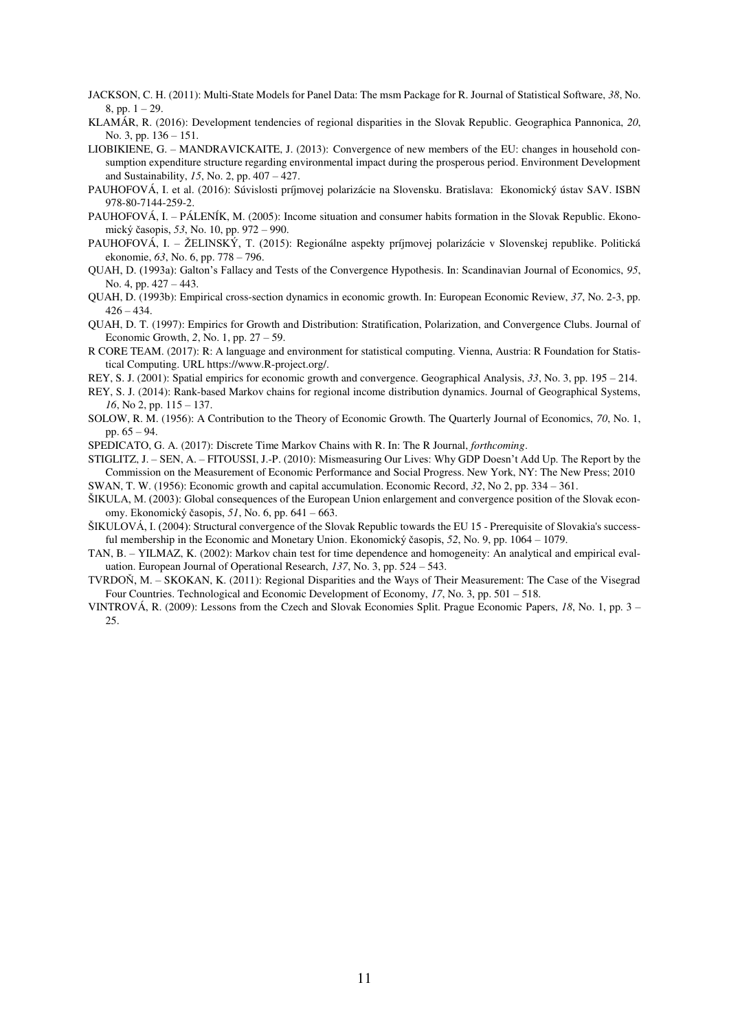JACKSON, C. H. (2011): Multi-State Models for Panel Data: The msm Package for R. Journal of Statistical Software, *38*, No. 8, pp. 1 – 29.

KLAMÁR, R. (2016): Development tendencies of regional disparities in the Slovak Republic. Geographica Pannonica, *20*, No. 3, pp. 136 – 151.

LIOBIKIENE, G. – MANDRAVICKAITE, J. (2013): Convergence of new members of the EU: changes in household consumption expenditure structure regarding environmental impact during the prosperous period. Environment Development and Sustainability, *15*, No. 2, pp. 407 – 427.

PAUHOFOVÁ, I. et al. (2016): Súvislosti príjmovej polarizácie na Slovensku. Bratislava: Ekonomický ústav SAV. ISBN 978-80-7144-259-2.

PAUHOFOVÁ, I. – PÁLENÍK, M. (2005): Income situation and consumer habits formation in the Slovak Republic. Ekonomický časopis, *53*, No. 10, pp. 972 – 990.

PAUHOFOVÁ, I. – ŽELINSKÝ, T. (2015): Regionálne aspekty príjmovej polarizácie v Slovenskej republike. Politická ekonomie, *63*, No. 6, pp. 778 – 796.

QUAH, D. (1993a): Galton's Fallacy and Tests of the Convergence Hypothesis. In: Scandinavian Journal of Economics, *95*, No. 4, pp. 427 – 443.

QUAH, D. (1993b): Empirical cross-section dynamics in economic growth. In: European Economic Review, *37*, No. 2-3, pp. 426 – 434.

QUAH, D. T. (1997): Empirics for Growth and Distribution: Stratification, Polarization, and Convergence Clubs. Journal of Economic Growth, *2*, No. 1, pp. 27 – 59.

R CORE TEAM. (2017): R: A language and environment for statistical computing. Vienna, Austria: R Foundation for Statistical Computing. URL https://www.R-project.org/.

REY, S. J. (2001): Spatial empirics for economic growth and convergence. Geographical Analysis, *33*, No. 3, pp. 195 – 214.

REY, S. J. (2014): Rank-based Markov chains for regional income distribution dynamics. Journal of Geographical Systems, *16*, No 2, pp. 115 – 137.

SOLOW, R. M. (1956): A Contribution to the Theory of Economic Growth. The Quarterly Journal of Economics, *70*, No. 1, pp. 65 – 94.

SPEDICATO, G. A. (2017): Discrete Time Markov Chains with R. In: The R Journal, *forthcoming*.

STIGLITZ, J. – SEN, A. – FITOUSSI, J.-P. (2010): Mismeasuring Our Lives: Why GDP Doesn't Add Up. The Report by the Commission on the Measurement of Economic Performance and Social Progress. New York, NY: The New Press; 2010

SWAN, T. W. (1956): Economic growth and capital accumulation. Economic Record, *32*, No 2, pp. 334 – 361.

ŠIKULA, M. (2003): Global consequences of the European Union enlargement and convergence position of the Slovak economy. Ekonomický časopis, *51*, No. 6, pp. 641 – 663.

ŠIKULOVÁ, I. (2004): Structural convergence of the Slovak Republic towards the EU 15 - Prerequisite of Slovakia's successful membership in the Economic and Monetary Union. Ekonomický časopis, *52*, No. 9, pp. 1064 – 1079.

TAN, B. – YILMAZ, K. (2002): Markov chain test for time dependence and homogeneity: An analytical and empirical evaluation. European Journal of Operational Research, *137*, No. 3, pp. 524 – 543.

TVRDOŇ, M. – SKOKAN, K. (2011): Regional Disparities and the Ways of Their Measurement: The Case of the Visegrad Four Countries. Technological and Economic Development of Economy, *17*, No. 3, pp. 501 – 518.

VINTROVÁ, R. (2009): Lessons from the Czech and Slovak Economies Split. Prague Economic Papers, *18*, No. 1, pp. 3 – 25.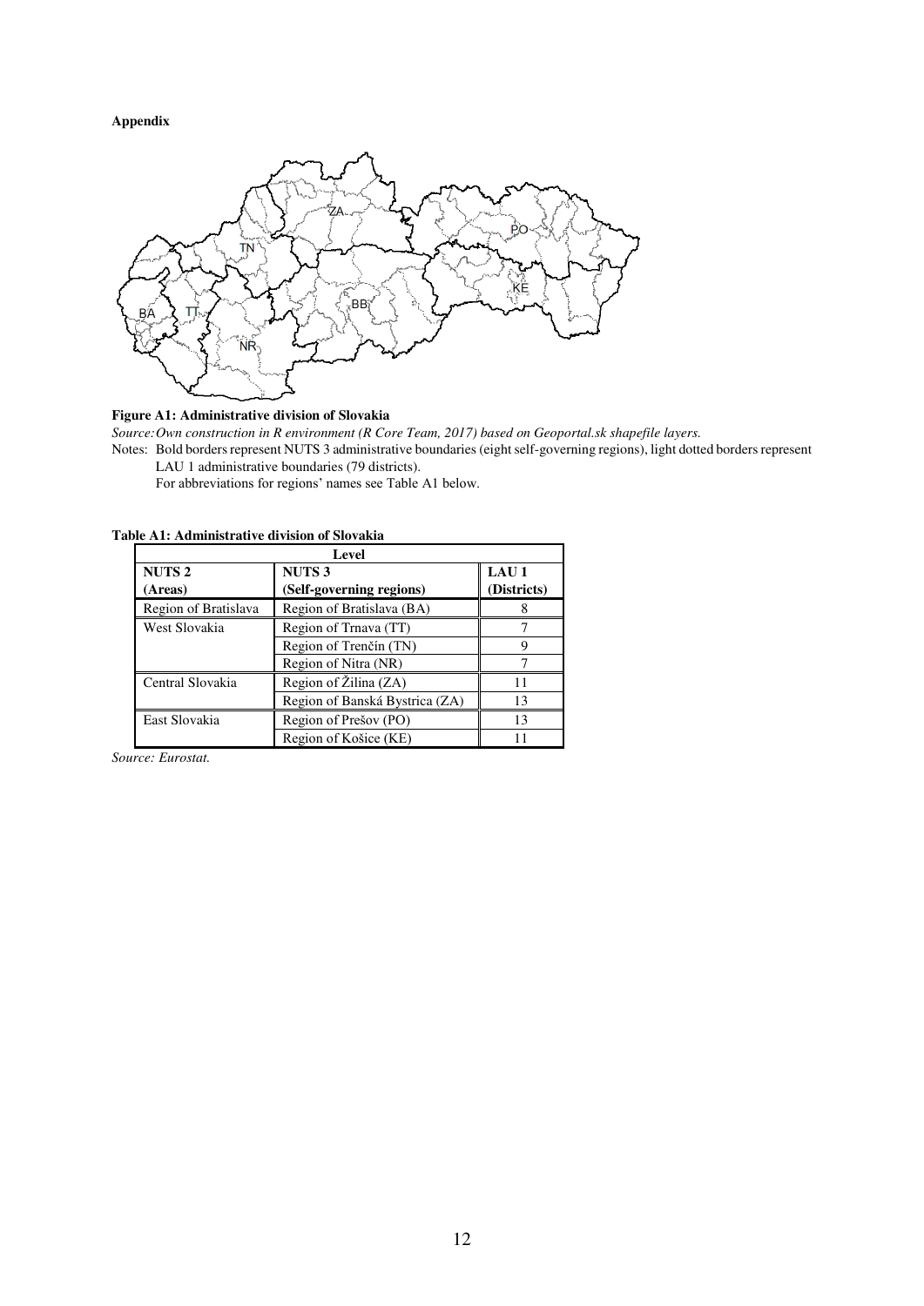**Appendix**

ZA

TN

PO

KE

BA

TT

BB

NR

**Figure A1: Administrative division of Slovakia**

*Source: Own construction in R environment (R Core Team, 2017) based on Geoportal.sk shapefile layers.*

Notes: Bold borders represent NUTS 3 administrative boundaries (eight self-governing regions), light dotted borders represent LAU 1 administrative boundaries (79 districts).
For abbreviations for regions' names see Table A1 below.

**Table A1: Administrative division of Slovakia**

| Level | | |
|---|---|---|
| **NUTS 2 (Areas)** | **NUTS 3 (Self-governing regions)** | **LAU 1 (Districts)** |
| Region of Bratislava | Region of Bratislava (BA) | 8 |
| West Slovakia | Region of Trnava (TT) | 7 |
| | Region of Trenčín (TN) | 9 |
| | Region of Nitra (NR) | 7 |
| Central Slovakia | Region of Žilina (ZA) | 11 |
| | Region of Banská Bystrica (ZA) | 13 |
| East Slovakia | Region of Prešov (PO) | 13 |
| | Region of Košice (KE) | 11 |

*Source: Eurostat.*